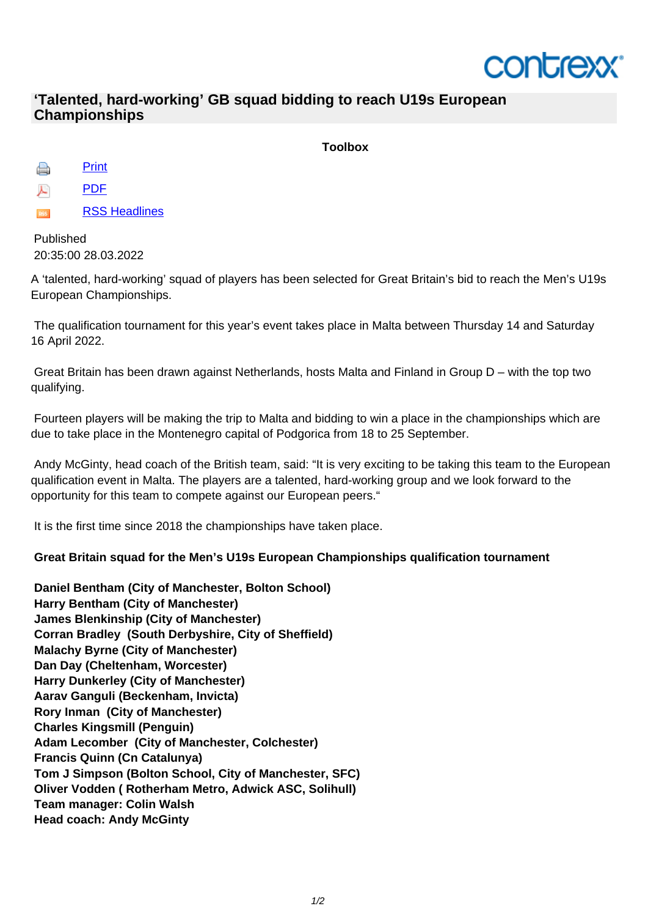# 'Talented, hard-working' GB squad bidding to reach U19s European Championships

**Toolbox**

Print

PDF

RSS Headlines

Published
20:35:00 28.03.2022

A 'talented, hard-working' squad of players has been selected for Great Britain's bid to reach the Men's U19s European Championships.

The qualification tournament for this year's event takes place in Malta between Thursday 14 and Saturday 16 April 2022.

Great Britain has been drawn against Netherlands, hosts Malta and Finland in Group D – with the top two qualifying.

Fourteen players will be making the trip to Malta and bidding to win a place in the championships which are due to take place in the Montenegro capital of Podgorica from 18 to 25 September.

Andy McGinty, head coach of the British team, said: "It is very exciting to be taking this team to the European qualification event in Malta. The players are a talented, hard-working group and we look forward to the opportunity for this team to compete against our European peers."

It is the first time since 2018 the championships have taken place.

**Great Britain squad for the Men's U19s European Championships qualification tournament**

**Daniel Bentham (City of Manchester, Bolton School)**
**Harry Bentham (City of Manchester)**
**James Blenkinship (City of Manchester)**
**Corran Bradley (South Derbyshire, City of Sheffield)**
**Malachy Byrne (City of Manchester)**
**Dan Day (Cheltenham, Worcester)**
**Harry Dunkerley (City of Manchester)**
**Aarav Ganguli (Beckenham, Invicta)**
**Rory Inman (City of Manchester)**
**Charles Kingsmill (Penguin)**
**Adam Lecomber (City of Manchester, Colchester)**
**Francis Quinn (Cn Catalunya)**
**Tom J Simpson (Bolton School, City of Manchester, SFC)**
**Oliver Vodden ( Rotherham Metro, Adwick ASC, Solihull)**
**Team manager: Colin Walsh**
**Head coach: Andy McGinty**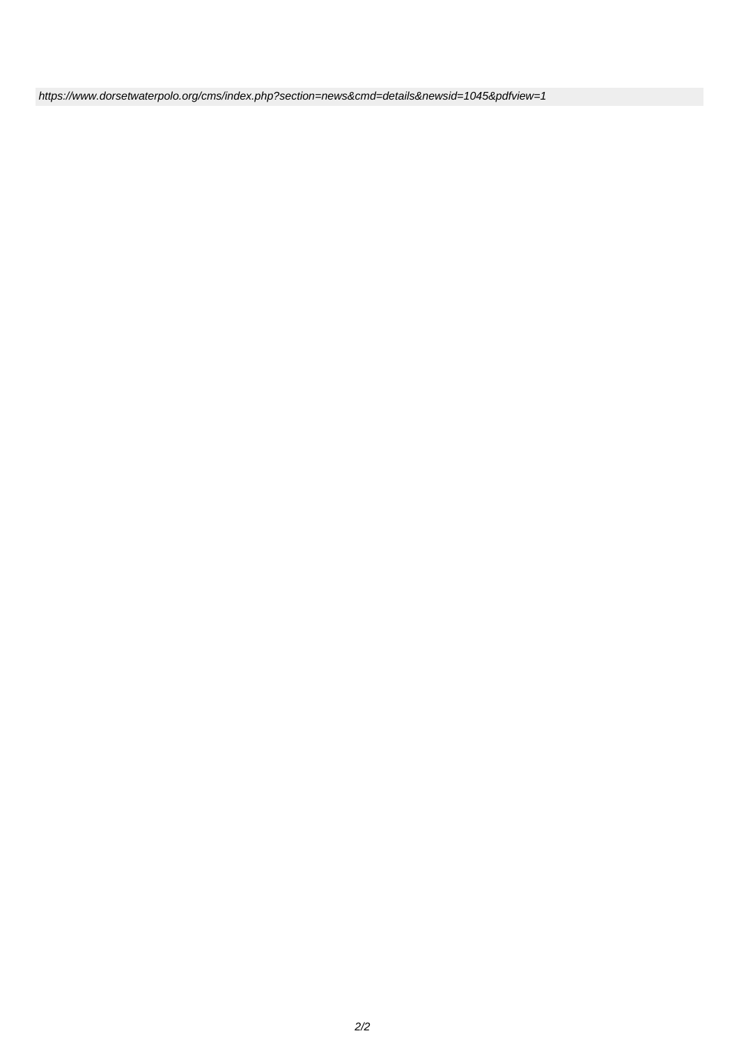*https://www.dorsetwaterpolo.org/cms/index.php?section=news&cmd=details&newsid=1045&pdfview=1*